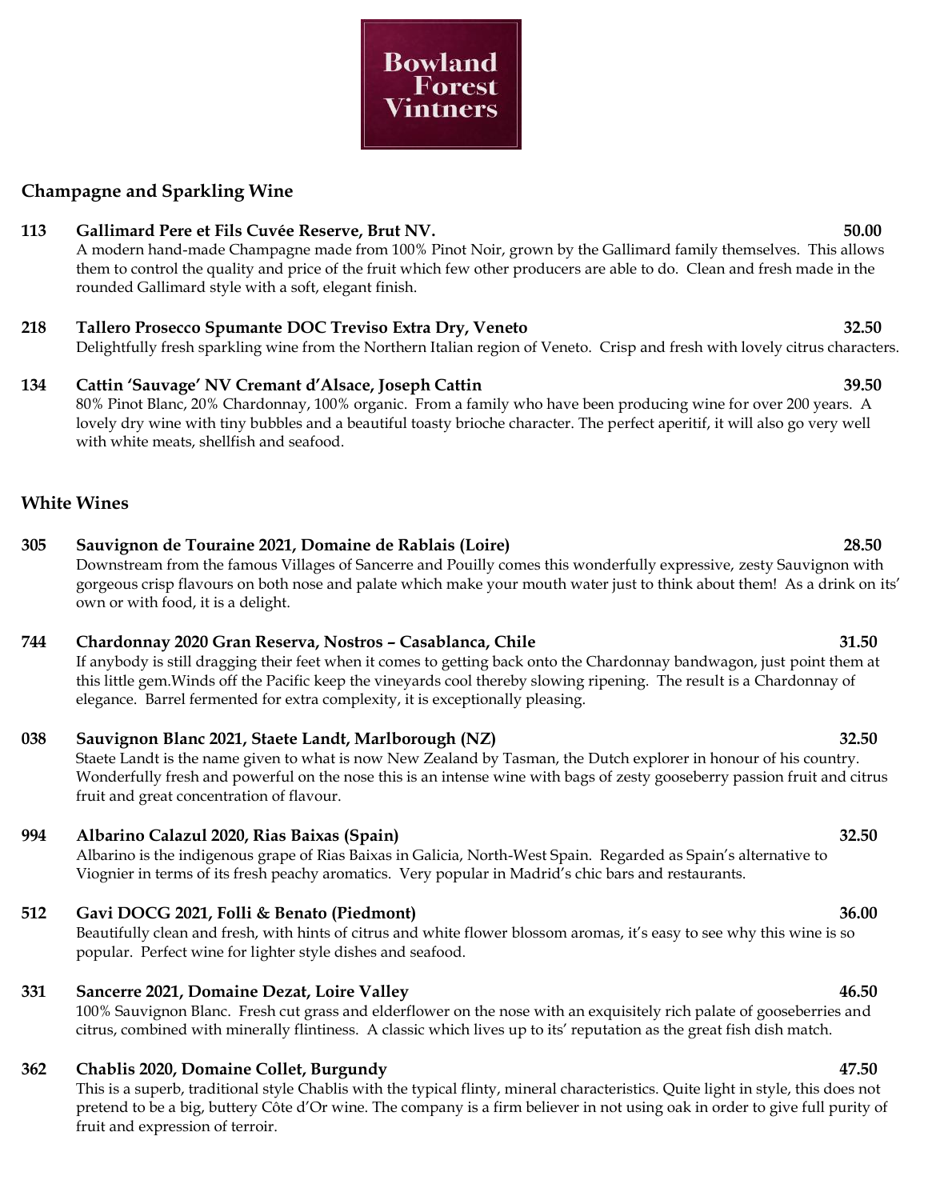# Bowland Forest Vintners

## Champagne and Sparkling Wine

**113 Gallimard Pere et Fils Cuvée Reserve, Brut NV. 50.00**
A modern hand-made Champagne made from 100% Pinot Noir, grown by the Gallimard family themselves. This allows them to control the quality and price of the fruit which few other producers are able to do. Clean and fresh made in the rounded Gallimard style with a soft, elegant finish.

**218 Tallero Prosecco Spumante DOC Treviso Extra Dry, Veneto 32.50**
Delightfully fresh sparkling wine from the Northern Italian region of Veneto. Crisp and fresh with lovely citrus characters.

**134 Cattin 'Sauvage' NV Cremant d'Alsace, Joseph Cattin 39.50**
80% Pinot Blanc, 20% Chardonnay, 100% organic. From a family who have been producing wine for over 200 years. A lovely dry wine with tiny bubbles and a beautiful toasty brioche character. The perfect aperitif, it will also go very well with white meats, shellfish and seafood.

## White Wines

**305 Sauvignon de Touraine 2021, Domaine de Rablais (Loire) 28.50**
Downstream from the famous Villages of Sancerre and Pouilly comes this wonderfully expressive, zesty Sauvignon with gorgeous crisp flavours on both nose and palate which make your mouth water just to think about them! As a drink on its' own or with food, it is a delight.

**744 Chardonnay 2020 Gran Reserva, Nostros – Casablanca, Chile 31.50**
If anybody is still dragging their feet when it comes to getting back onto the Chardonnay bandwagon, just point them at this little gem.Winds off the Pacific keep the vineyards cool thereby slowing ripening. The result is a Chardonnay of elegance. Barrel fermented for extra complexity, it is exceptionally pleasing.

**038 Sauvignon Blanc 2021, Staete Landt, Marlborough (NZ) 32.50**
Staete Landt is the name given to what is now New Zealand by Tasman, the Dutch explorer in honour of his country. Wonderfully fresh and powerful on the nose this is an intense wine with bags of zesty gooseberry passion fruit and citrus fruit and great concentration of flavour.

**994 Albarino Calazul 2020, Rias Baixas (Spain) 32.50**
Albarino is the indigenous grape of Rias Baixas in Galicia, North-West Spain. Regarded as Spain's alternative to Viognier in terms of its fresh peachy aromatics. Very popular in Madrid's chic bars and restaurants.

**512 Gavi DOCG 2021, Folli & Benato (Piedmont) 36.00**
Beautifully clean and fresh, with hints of citrus and white flower blossom aromas, it's easy to see why this wine is so popular. Perfect wine for lighter style dishes and seafood.

**331 Sancerre 2021, Domaine Dezat, Loire Valley 46.50**
100% Sauvignon Blanc. Fresh cut grass and elderflower on the nose with an exquisitely rich palate of gooseberries and citrus, combined with minerally flintiness. A classic which lives up to its' reputation as the great fish dish match.

**362 Chablis 2020, Domaine Collet, Burgundy 47.50**
This is a superb, traditional style Chablis with the typical flinty, mineral characteristics. Quite light in style, this does not pretend to be a big, buttery Côte d'Or wine. The company is a firm believer in not using oak in order to give full purity of fruit and expression of terroir.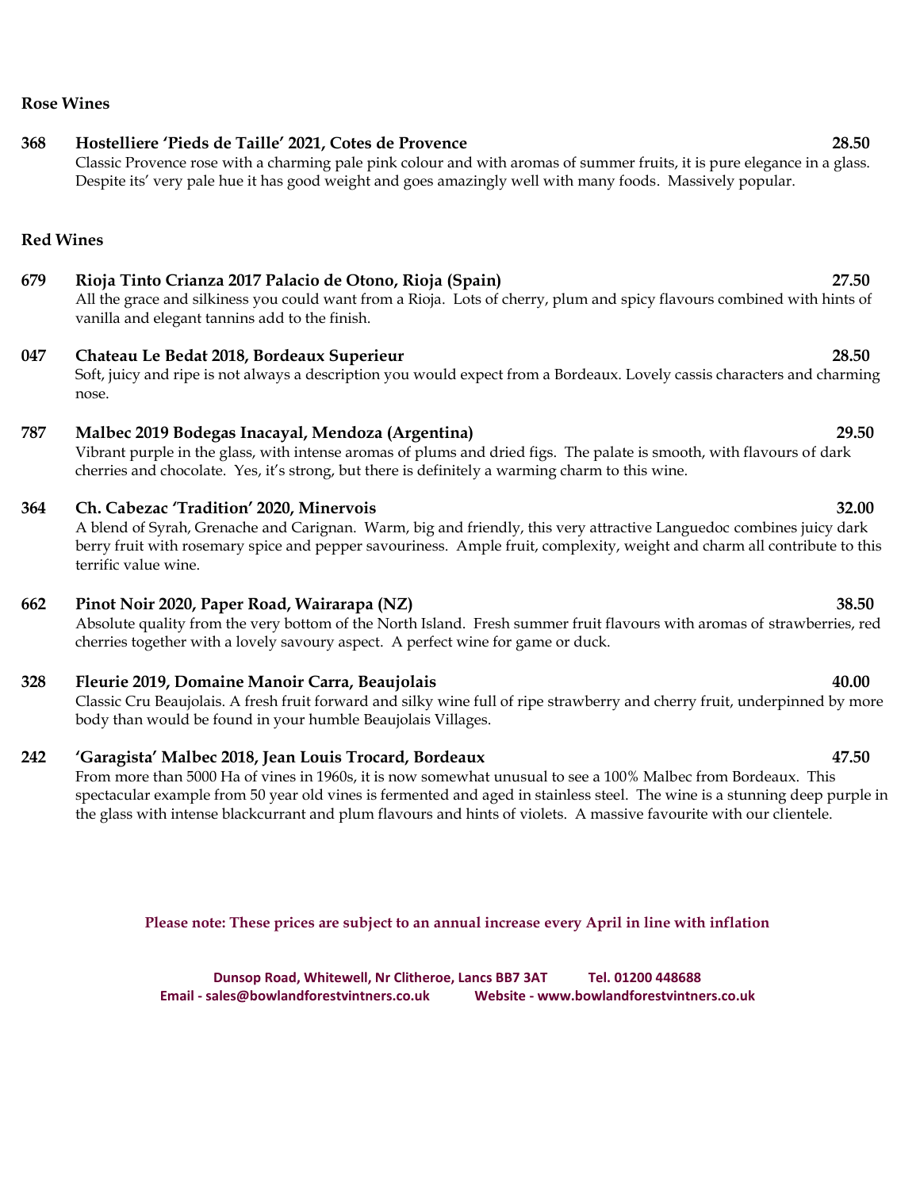## Rose Wines

**368 Hostelliere 'Pieds de Taille' 2021, Cotes de Provence — 28.50**

Classic Provence rose with a charming pale pink colour and with aromas of summer fruits, it is pure elegance in a glass. Despite its' very pale hue it has good weight and goes amazingly well with many foods. Massively popular.

## Red Wines

**679 Rioja Tinto Crianza 2017 Palacio de Otono, Rioja (Spain) — 27.50**

All the grace and silkiness you could want from a Rioja. Lots of cherry, plum and spicy flavours combined with hints of vanilla and elegant tannins add to the finish.

**047 Chateau Le Bedat 2018, Bordeaux Superieur — 28.50**

Soft, juicy and ripe is not always a description you would expect from a Bordeaux. Lovely cassis characters and charming nose.

**787 Malbec 2019 Bodegas Inacayal, Mendoza (Argentina) — 29.50**

Vibrant purple in the glass, with intense aromas of plums and dried figs. The palate is smooth, with flavours of dark cherries and chocolate. Yes, it's strong, but there is definitely a warming charm to this wine.

**364 Ch. Cabezac 'Tradition' 2020, Minervois — 32.00**

A blend of Syrah, Grenache and Carignan. Warm, big and friendly, this very attractive Languedoc combines juicy dark berry fruit with rosemary spice and pepper savouriness. Ample fruit, complexity, weight and charm all contribute to this terrific value wine.

**662 Pinot Noir 2020, Paper Road, Wairarapa (NZ) — 38.50**

Absolute quality from the very bottom of the North Island. Fresh summer fruit flavours with aromas of strawberries, red cherries together with a lovely savoury aspect. A perfect wine for game or duck.

**328 Fleurie 2019, Domaine Manoir Carra, Beaujolais — 40.00**

Classic Cru Beaujolais. A fresh fruit forward and silky wine full of ripe strawberry and cherry fruit, underpinned by more body than would be found in your humble Beaujolais Villages.

**242 'Garagista' Malbec 2018, Jean Louis Trocard, Bordeaux — 47.50**

From more than 5000 Ha of vines in 1960s, it is now somewhat unusual to see a 100% Malbec from Bordeaux. This spectacular example from 50 year old vines is fermented and aged in stainless steel. The wine is a stunning deep purple in the glass with intense blackcurrant and plum flavours and hints of violets. A massive favourite with our clientele.

**Please note: These prices are subject to an annual increase every April in line with inflation**

**Dunsop Road, Whitewell, Nr Clitheroe, Lancs BB7 3AT Tel. 01200 448688**
**Email - sales@bowlandforestvintners.co.uk Website - www.bowlandforestvintners.co.uk**